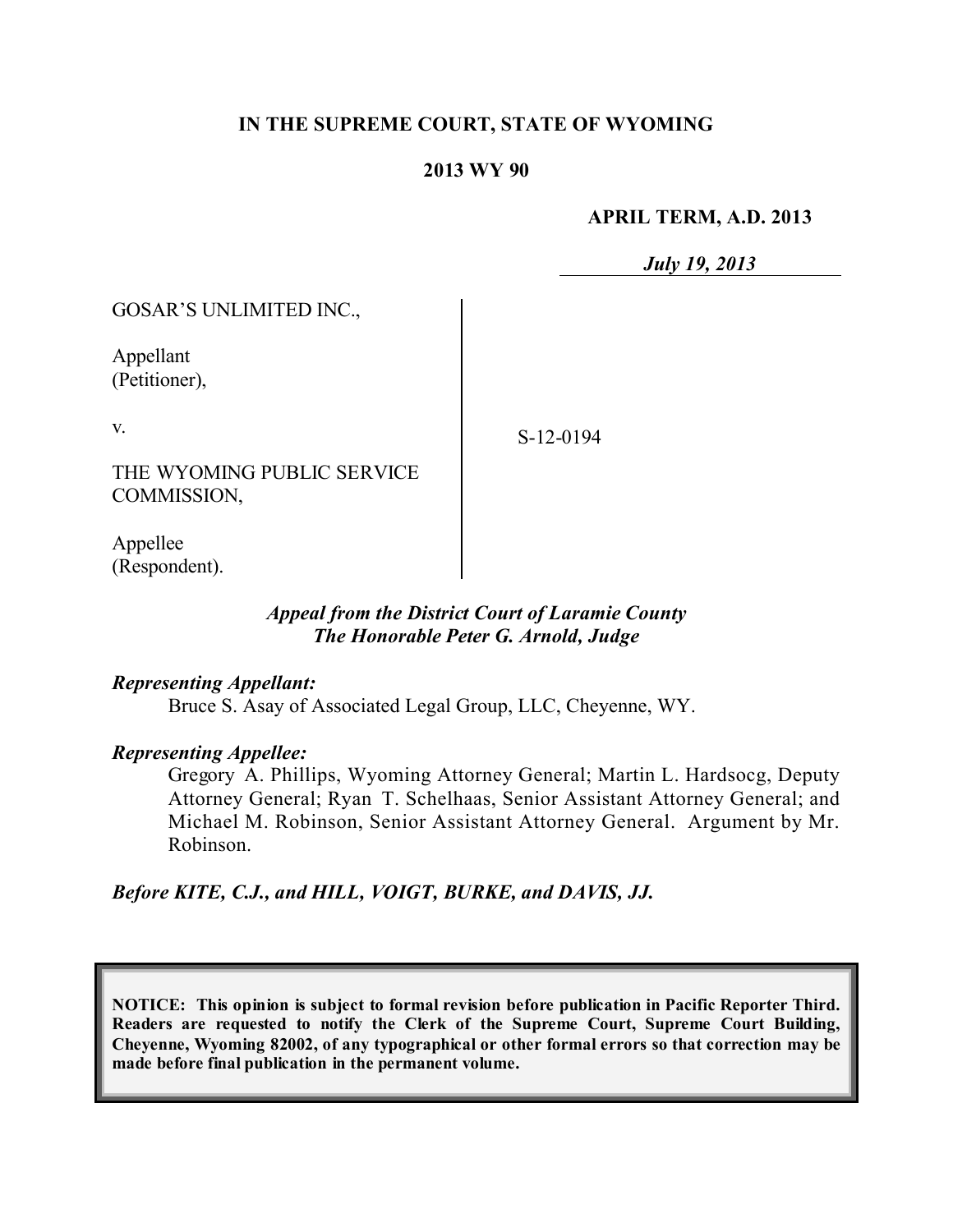**IN THE SUPREME COURT, STATE OF WYOMING**

**2013 WY 90**

**APRIL TERM, A.D. 2013**

*July 19, 2013*

GOSAR'S UNLIMITED INC.,

Appellant
(Petitioner),

v.

THE WYOMING PUBLIC SERVICE COMMISSION,

Appellee
(Respondent).

S-12-0194

***Appeal from the District Court of Laramie County***
***The Honorable Peter G. Arnold, Judge***

***Representing Appellant:***

Bruce S. Asay of Associated Legal Group, LLC, Cheyenne, WY.

***Representing Appellee:***

Gregory A. Phillips, Wyoming Attorney General; Martin L. Hardsocg, Deputy Attorney General; Ryan T. Schelhaas, Senior Assistant Attorney General; and Michael M. Robinson, Senior Assistant Attorney General. Argument by Mr. Robinson.

***Before KITE, C.J., and HILL, VOIGT, BURKE, and DAVIS, JJ.***

**NOTICE: This opinion is subject to formal revision before publication in Pacific Reporter Third. Readers are requested to notify the Clerk of the Supreme Court, Supreme Court Building, Cheyenne, Wyoming 82002, of any typographical or other formal errors so that correction may be made before final publication in the permanent volume.**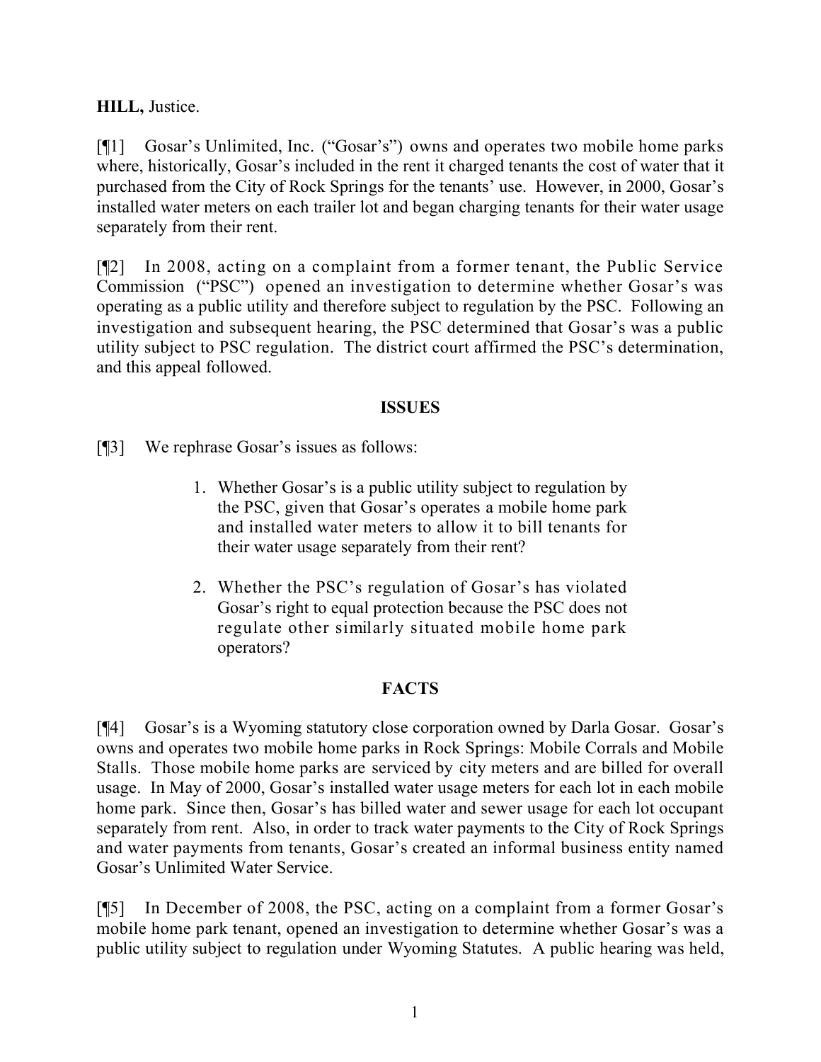**HILL,** Justice.

[¶1] Gosar's Unlimited, Inc. ("Gosar's") owns and operates two mobile home parks where, historically, Gosar's included in the rent it charged tenants the cost of water that it purchased from the City of Rock Springs for the tenants' use. However, in 2000, Gosar's installed water meters on each trailer lot and began charging tenants for their water usage separately from their rent.

[¶2] In 2008, acting on a complaint from a former tenant, the Public Service Commission ("PSC") opened an investigation to determine whether Gosar's was operating as a public utility and therefore subject to regulation by the PSC. Following an investigation and subsequent hearing, the PSC determined that Gosar's was a public utility subject to PSC regulation. The district court affirmed the PSC's determination, and this appeal followed.

## ISSUES

[¶3] We rephrase Gosar's issues as follows:

> 1. Whether Gosar's is a public utility subject to regulation by the PSC, given that Gosar's operates a mobile home park and installed water meters to allow it to bill tenants for their water usage separately from their rent?
>
> 2. Whether the PSC's regulation of Gosar's has violated Gosar's right to equal protection because the PSC does not regulate other similarly situated mobile home park operators?

## FACTS

[¶4] Gosar's is a Wyoming statutory close corporation owned by Darla Gosar. Gosar's owns and operates two mobile home parks in Rock Springs: Mobile Corrals and Mobile Stalls. Those mobile home parks are serviced by city meters and are billed for overall usage. In May of 2000, Gosar's installed water usage meters for each lot in each mobile home park. Since then, Gosar's has billed water and sewer usage for each lot occupant separately from rent. Also, in order to track water payments to the City of Rock Springs and water payments from tenants, Gosar's created an informal business entity named Gosar's Unlimited Water Service.

[¶5] In December of 2008, the PSC, acting on a complaint from a former Gosar's mobile home park tenant, opened an investigation to determine whether Gosar's was a public utility subject to regulation under Wyoming Statutes. A public hearing was held,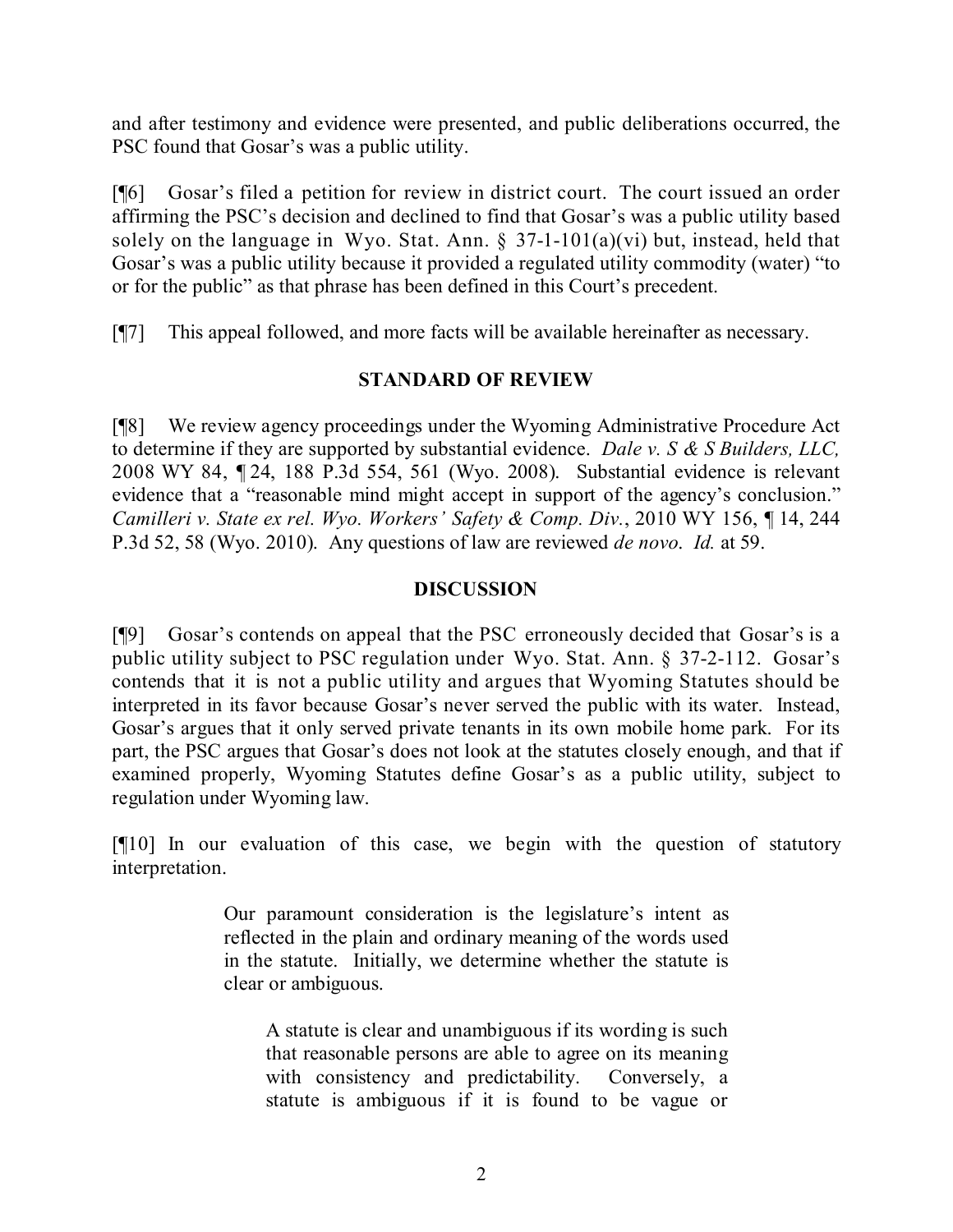and after testimony and evidence were presented, and public deliberations occurred, the PSC found that Gosar's was a public utility.

[¶6] Gosar's filed a petition for review in district court. The court issued an order affirming the PSC's decision and declined to find that Gosar's was a public utility based solely on the language in Wyo. Stat. Ann. § 37-1-101(a)(vi) but, instead, held that Gosar's was a public utility because it provided a regulated utility commodity (water) "to or for the public" as that phrase has been defined in this Court's precedent.

[¶7] This appeal followed, and more facts will be available hereinafter as necessary.

## STANDARD OF REVIEW

[¶8] We review agency proceedings under the Wyoming Administrative Procedure Act to determine if they are supported by substantial evidence. *Dale v. S & S Builders, LLC,* 2008 WY 84, ¶ 24, 188 P.3d 554, 561 (Wyo. 2008). Substantial evidence is relevant evidence that a "reasonable mind might accept in support of the agency's conclusion." *Camilleri v. State ex rel. Wyo. Workers' Safety & Comp. Div.*, 2010 WY 156, ¶ 14, 244 P.3d 52, 58 (Wyo. 2010). Any questions of law are reviewed *de novo*. *Id.* at 59.

## DISCUSSION

[¶9] Gosar's contends on appeal that the PSC erroneously decided that Gosar's is a public utility subject to PSC regulation under Wyo. Stat. Ann. § 37-2-112. Gosar's contends that it is not a public utility and argues that Wyoming Statutes should be interpreted in its favor because Gosar's never served the public with its water. Instead, Gosar's argues that it only served private tenants in its own mobile home park. For its part, the PSC argues that Gosar's does not look at the statutes closely enough, and that if examined properly, Wyoming Statutes define Gosar's as a public utility, subject to regulation under Wyoming law.

[¶10] In our evaluation of this case, we begin with the question of statutory interpretation.

> Our paramount consideration is the legislature's intent as reflected in the plain and ordinary meaning of the words used in the statute. Initially, we determine whether the statute is clear or ambiguous.
>
>> A statute is clear and unambiguous if its wording is such that reasonable persons are able to agree on its meaning with consistency and predictability. Conversely, a statute is ambiguous if it is found to be vague or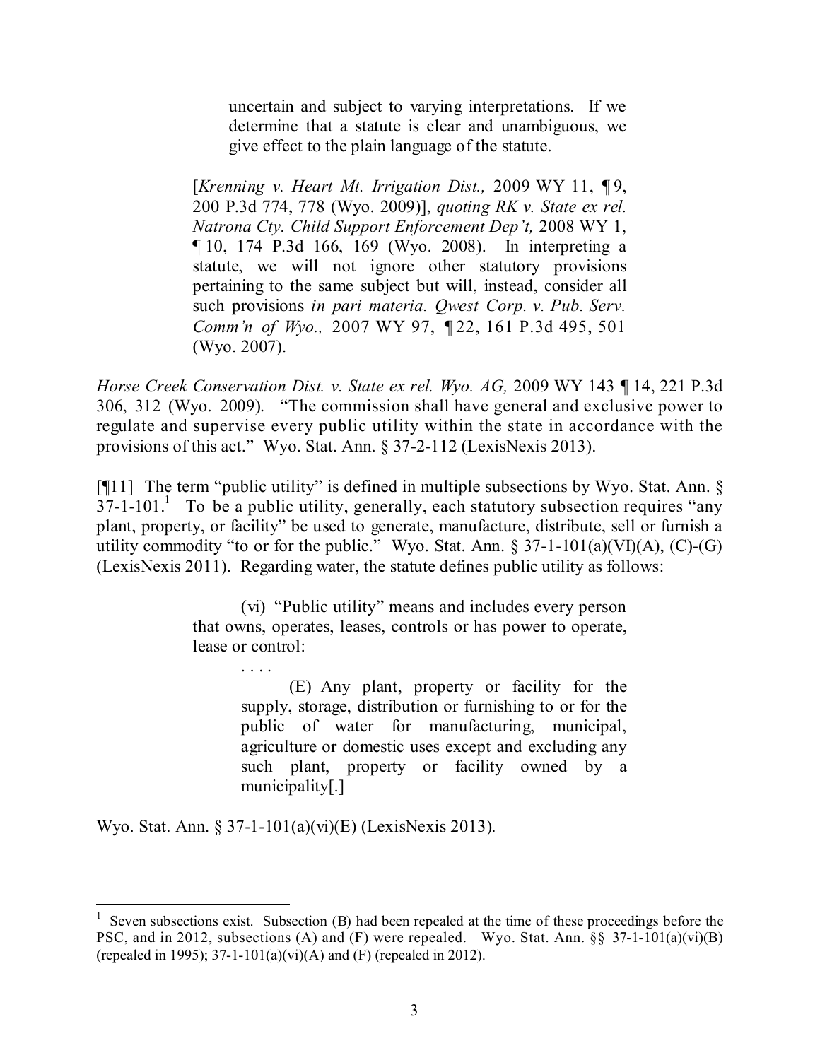> uncertain and subject to varying interpretations. If we determine that a statute is clear and unambiguous, we give effect to the plain language of the statute.
>
> [*Krenning v. Heart Mt. Irrigation Dist.,* 2009 WY 11, ¶ 9, 200 P.3d 774, 778 (Wyo. 2009)], *quoting RK v. State ex rel. Natrona Cty. Child Support Enforcement Dep't,* 2008 WY 1, ¶ 10, 174 P.3d 166, 169 (Wyo. 2008). In interpreting a statute, we will not ignore other statutory provisions pertaining to the same subject but will, instead, consider all such provisions *in pari materia. Qwest Corp. v. Pub. Serv. Comm'n of Wyo.,* 2007 WY 97, ¶ 22, 161 P.3d 495, 501 (Wyo. 2007).

*Horse Creek Conservation Dist. v. State ex rel. Wyo. AG,* 2009 WY 143 ¶ 14, 221 P.3d 306, 312 (Wyo. 2009). "The commission shall have general and exclusive power to regulate and supervise every public utility within the state in accordance with the provisions of this act." Wyo. Stat. Ann. § 37-2-112 (LexisNexis 2013).

[¶11] The term "public utility" is defined in multiple subsections by Wyo. Stat. Ann. § 37-1-101.[1] To be a public utility, generally, each statutory subsection requires "any plant, property, or facility" be used to generate, manufacture, distribute, sell or furnish a utility commodity "to or for the public." Wyo. Stat. Ann. § 37-1-101(a)(VI)(A), (C)-(G) (LexisNexis 2011). Regarding water, the statute defines public utility as follows:

> (vi) "Public utility" means and includes every person that owns, operates, leases, controls or has power to operate, lease or control:
>
> . . . .
>
> (E) Any plant, property or facility for the supply, storage, distribution or furnishing to or for the public of water for manufacturing, municipal, agriculture or domestic uses except and excluding any such plant, property or facility owned by a municipality[.]

Wyo. Stat. Ann. § 37-1-101(a)(vi)(E) (LexisNexis 2013).

---

[1] Seven subsections exist. Subsection (B) had been repealed at the time of these proceedings before the PSC, and in 2012, subsections (A) and (F) were repealed. Wyo. Stat. Ann. §§ 37-1-101(a)(vi)(B) (repealed in 1995); 37-1-101(a)(vi)(A) and (F) (repealed in 2012).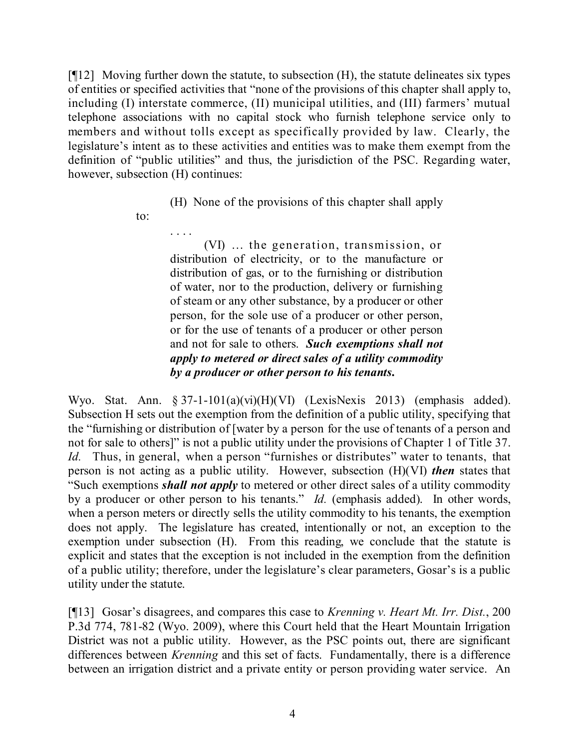[¶12] Moving further down the statute, to subsection (H), the statute delineates six types of entities or specified activities that "none of the provisions of this chapter shall apply to, including (I) interstate commerce, (II) municipal utilities, and (III) farmers' mutual telephone associations with no capital stock who furnish telephone service only to members and without tolls except as specifically provided by law. Clearly, the legislature's intent as to these activities and entities was to make them exempt from the definition of "public utilities" and thus, the jurisdiction of the PSC. Regarding water, however, subsection (H) continues:

> (H) None of the provisions of this chapter shall apply to:
>
> . . . .
>
> (VI) ... the generation, transmission, or distribution of electricity, or to the manufacture or distribution of gas, or to the furnishing or distribution of water, nor to the production, delivery or furnishing of steam or any other substance, by a producer or other person, for the sole use of a producer or other person, or for the use of tenants of a producer or other person and not for sale to others. ***Such exemptions shall not apply to metered or direct sales of a utility commodity by a producer or other person to his tenants.***

Wyo. Stat. Ann. § 37-1-101(a)(vi)(H)(VI) (LexisNexis 2013) (emphasis added). Subsection H sets out the exemption from the definition of a public utility, specifying that the "furnishing or distribution of [water by a person for the use of tenants of a person and not for sale to others]" is not a public utility under the provisions of Chapter 1 of Title 37. *Id.* Thus, in general, when a person "furnishes or distributes" water to tenants, that person is not acting as a public utility. However, subsection (H)(VI) ***then*** states that "Such exemptions ***shall not apply*** to metered or other direct sales of a utility commodity by a producer or other person to his tenants." *Id.* (emphasis added). In other words, when a person meters or directly sells the utility commodity to his tenants, the exemption does not apply. The legislature has created, intentionally or not, an exception to the exemption under subsection (H). From this reading, we conclude that the statute is explicit and states that the exception is not included in the exemption from the definition of a public utility; therefore, under the legislature's clear parameters, Gosar's is a public utility under the statute.

[¶13] Gosar's disagrees, and compares this case to *Krenning v. Heart Mt. Irr. Dist.*, 200 P.3d 774, 781-82 (Wyo. 2009), where this Court held that the Heart Mountain Irrigation District was not a public utility. However, as the PSC points out, there are significant differences between *Krenning* and this set of facts. Fundamentally, there is a difference between an irrigation district and a private entity or person providing water service. An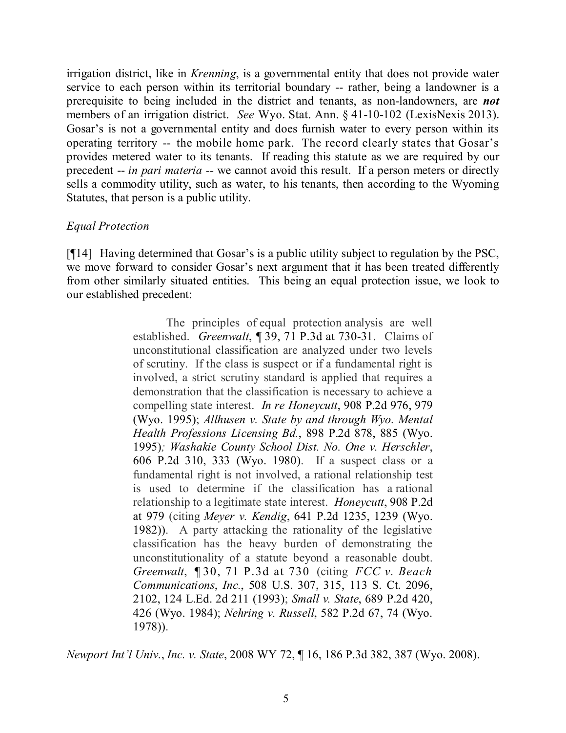irrigation district, like in *Krenning*, is a governmental entity that does not provide water service to each person within its territorial boundary -- rather, being a landowner is a prerequisite to being included in the district and tenants, as non-landowners, are ***not*** members of an irrigation district. *See* Wyo. Stat. Ann. § 41-10-102 (LexisNexis 2013). Gosar's is not a governmental entity and does furnish water to every person within its operating territory -- the mobile home park. The record clearly states that Gosar's provides metered water to its tenants. If reading this statute as we are required by our precedent -- *in pari materia* -- we cannot avoid this result. If a person meters or directly sells a commodity utility, such as water, to his tenants, then according to the Wyoming Statutes, that person is a public utility.

*Equal Protection*

[¶14] Having determined that Gosar's is a public utility subject to regulation by the PSC, we move forward to consider Gosar's next argument that it has been treated differently from other similarly situated entities. This being an equal protection issue, we look to our established precedent:

> The principles of equal protection analysis are well established. *Greenwalt*, ¶ 39, 71 P.3d at 730-31. Claims of unconstitutional classification are analyzed under two levels of scrutiny. If the class is suspect or if a fundamental right is involved, a strict scrutiny standard is applied that requires a demonstration that the classification is necessary to achieve a compelling state interest. *In re Honeycutt*, 908 P.2d 976, 979 (Wyo. 1995); *Allhusen v. State by and through Wyo. Mental Health Professions Licensing Bd.*, 898 P.2d 878, 885 (Wyo. 1995); *Washakie County School Dist. No. One v. Herschler*, 606 P.2d 310, 333 (Wyo. 1980). If a suspect class or a fundamental right is not involved, a rational relationship test is used to determine if the classification has a rational relationship to a legitimate state interest. *Honeycutt*, 908 P.2d at 979 (citing *Meyer v. Kendig*, 641 P.2d 1235, 1239 (Wyo. 1982)). A party attacking the rationality of the legislative classification has the heavy burden of demonstrating the unconstitutionality of a statute beyond a reasonable doubt. *Greenwalt*, ¶ 30, 71 P.3d at 730 (citing *FCC v. Beach Communications, Inc.*, 508 U.S. 307, 315, 113 S. Ct. 2096, 2102, 124 L.Ed. 2d 211 (1993); *Small v. State*, 689 P.2d 420, 426 (Wyo. 1984); *Nehring v. Russell*, 582 P.2d 67, 74 (Wyo. 1978)).

*Newport Int'l Univ., Inc. v. State*, 2008 WY 72, ¶ 16, 186 P.3d 382, 387 (Wyo. 2008).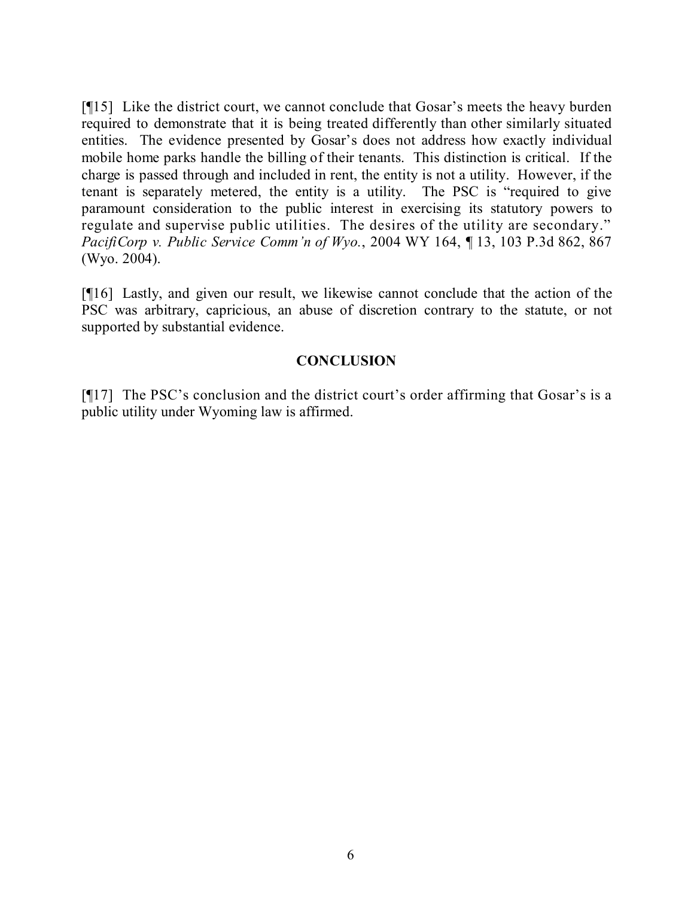[¶15] Like the district court, we cannot conclude that Gosar's meets the heavy burden required to demonstrate that it is being treated differently than other similarly situated entities. The evidence presented by Gosar's does not address how exactly individual mobile home parks handle the billing of their tenants. This distinction is critical. If the charge is passed through and included in rent, the entity is not a utility. However, if the tenant is separately metered, the entity is a utility. The PSC is "required to give paramount consideration to the public interest in exercising its statutory powers to regulate and supervise public utilities. The desires of the utility are secondary." *PacifiCorp v. Public Service Comm'n of Wyo.*, 2004 WY 164, ¶ 13, 103 P.3d 862, 867 (Wyo. 2004).

[¶16] Lastly, and given our result, we likewise cannot conclude that the action of the PSC was arbitrary, capricious, an abuse of discretion contrary to the statute, or not supported by substantial evidence.

## CONCLUSION

[¶17] The PSC's conclusion and the district court's order affirming that Gosar's is a public utility under Wyoming law is affirmed.